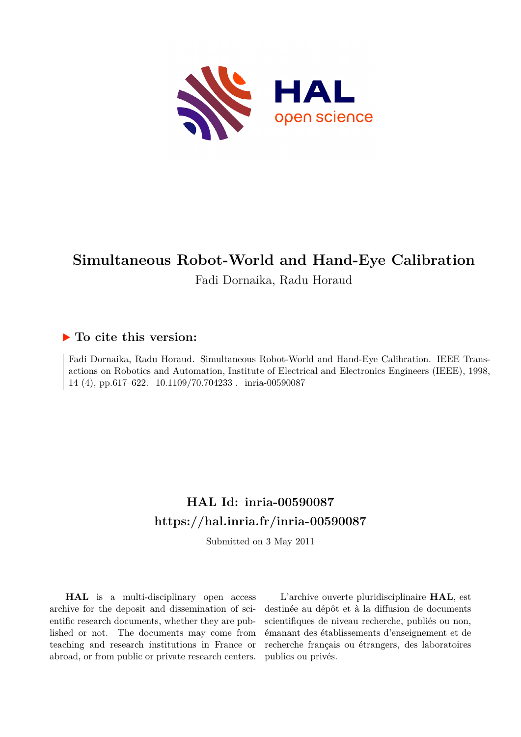# Simultaneous Robot-World and Hand-Eye Calibration

Fadi Dornaika, Radu Horaud

## ▶ To cite this version:

Fadi Dornaika, Radu Horaud. Simultaneous Robot-World and Hand-Eye Calibration. IEEE Transactions on Robotics and Automation, Institute of Electrical and Electronics Engineers (IEEE), 1998, 14 (4), pp.617–622. 10.1109/70.704233 . inria-00590087

## HAL Id: inria-00590087
## https://hal.inria.fr/inria-00590087

Submitted on 3 May 2011

**HAL** is a multi-disciplinary open access archive for the deposit and dissemination of scientific research documents, whether they are published or not. The documents may come from teaching and research institutions in France or abroad, or from public or private research centers.

L'archive ouverte pluridisciplinaire **HAL**, est destinée au dépôt et à la diffusion de documents scientifiques de niveau recherche, publiés ou non, émanant des établissements d'enseignement et de recherche français ou étrangers, des laboratoires publics ou privés.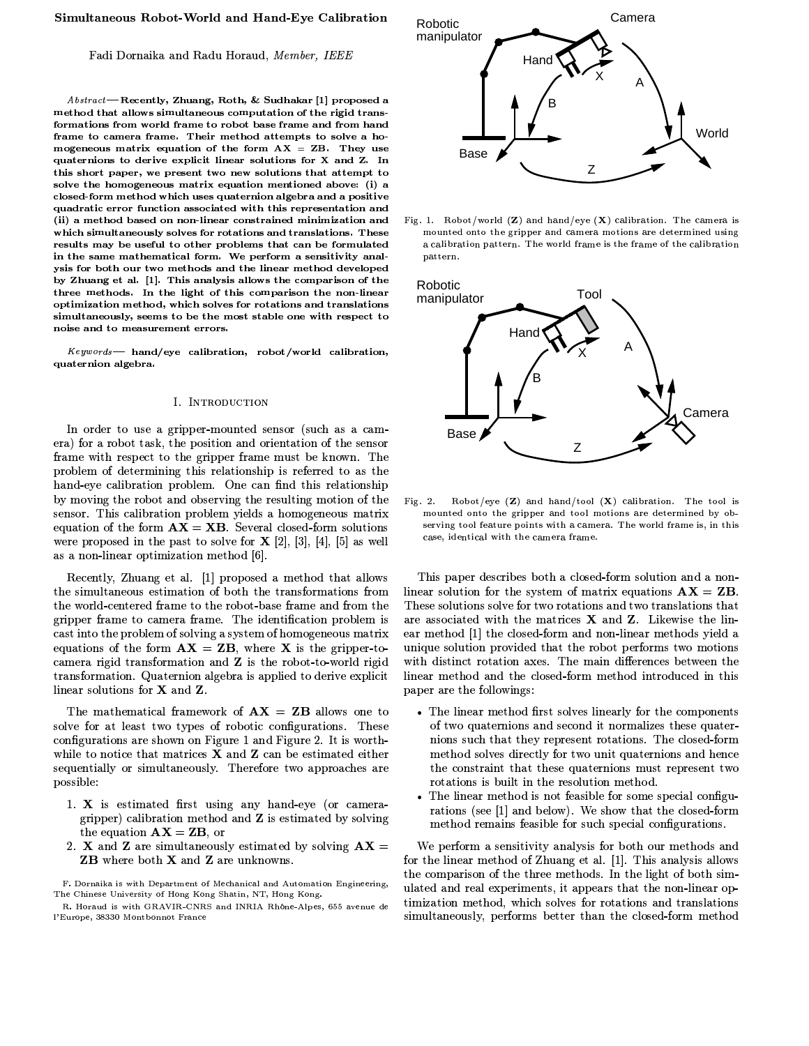# Simultaneous Robot-World and Hand-Eye Calibration

Fadi Dornaika and Radu Horaud, *Member, IEEE*

***Abstract*— Recently, Zhuang, Roth, & Sudhakar [1] proposed a method that allows simultaneous computation of the rigid transformations from world frame to robot base frame and from hand frame to camera frame. Their method attempts to solve a homogeneous matrix equation of the form AX = ZB. They use quaternions to derive explicit linear solutions for X and Z. In this short paper, we present two new solutions that attempt to solve the homogeneous matrix equation mentioned above: (i) a closed-form method which uses quaternion algebra and a positive quadratic error function associated with this representation and (ii) a method based on non-linear constrained minimization and which simultaneously solves for rotations and translations. These results may be useful to other problems that can be formulated in the same mathematical form. We perform a sensitivity analysis for both our two methods and the linear method developed by Zhuang et al. [1]. This analysis allows the comparison of the three methods. In the light of this comparison the non-linear optimization method, which solves for rotations and translations simultaneously, seems to be the most stable one with respect to noise and to measurement errors.**

***Keywords*— hand/eye calibration, robot/world calibration, quaternion algebra.**

## I. Introduction

In order to use a gripper-mounted sensor (such as a camera) for a robot task, the position and orientation of the sensor frame with respect to the gripper frame must be known. The problem of determining this relationship is referred to as the hand-eye calibration problem. One can find this relationship by moving the robot and observing the resulting motion of the sensor. This calibration problem yields a homogeneous matrix equation of the form $\mathbf{AX} = \mathbf{XB}$. Several closed-form solutions were proposed in the past to solve for $\mathbf{X}$ [2], [3], [4], [5] as well as a non-linear optimization method [6].

Recently, Zhuang et al. [1] proposed a method that allows the simultaneous estimation of both the transformations from the world-centered frame to the robot-base frame and from the gripper frame to camera frame. The identification problem is cast into the problem of solving a system of homogeneous matrix equations of the form $\mathbf{AX} = \mathbf{ZB}$, where $\mathbf{X}$ is the gripper-to-camera rigid transformation and $\mathbf{Z}$ is the robot-to-world rigid transformation. Quaternion algebra is applied to derive explicit linear solutions for X and Z.

The mathematical framework of $\mathbf{AX} = \mathbf{ZB}$ allows one to solve for at least two types of robotic configurations. These configurations are shown on Figure 1 and Figure 2. It is worthwhile to notice that matrices $\mathbf{X}$ and $\mathbf{Z}$ can be estimated either sequentially or simultaneously. Therefore two approaches are possible:

1. $\mathbf{X}$ is estimated first using any hand-eye (or camera-gripper) calibration method and $\mathbf{Z}$ is estimated by solving the equation $\mathbf{AX} = \mathbf{ZB}$, or
2. $\mathbf{X}$ and $\mathbf{Z}$ are simultaneously estimated by solving $\mathbf{AX} = \mathbf{ZB}$ where both $\mathbf{X}$ and $\mathbf{Z}$ are unknowns.

F. Dornaika is with Department of Mechanical and Automation Engineering, The Chinese University of Hong Kong Shatin, NT, Hong Kong.

R. Horaud is with GRAVIR-CNRS and INRIA Rhône-Alpes, 655 avenue de l'Europe, 38330 Montbonnot France

Fig. 1. Robot/world ($\mathbf{Z}$) and hand/eye ($\mathbf{X}$) calibration. The camera is mounted onto the gripper and camera motions are determined using a calibration pattern. The world frame is the frame of the calibration pattern.

Fig. 2. Robot/eye ($\mathbf{Z}$) and hand/tool ($\mathbf{X}$) calibration. The tool is mounted onto the gripper and tool motions are determined by observing tool feature points with a camera. The world frame is, in this case, identical with the camera frame.

This paper describes both a closed-form solution and a non-linear solution for the system of matrix equations $\mathbf{AX} = \mathbf{ZB}$. These solutions solve for two rotations and two translations that are associated with the matrices $\mathbf{X}$ and $\mathbf{Z}$. Likewise the linear method [1] the closed-form and non-linear methods yield a unique solution provided that the robot performs two motions with distinct rotation axes. The main differences between the linear method and the closed-form method introduced in this paper are the followings:

- The linear method first solves linearly for the components of two quaternions and second it normalizes these quaternions such that they represent rotations. The closed-form method solves directly for two unit quaternions and hence the constraint that these quaternions must represent two rotations is built in the resolution method.
- The linear method is not feasible for some special configurations (see [1] and below). We show that the closed-form method remains feasible for such special configurations.

We perform a sensitivity analysis for both our methods and for the linear method of Zhuang et al. [1]. This analysis allows the comparison of the three methods. In the light of both simulated and real experiments, it appears that the non-linear optimization method, which solves for rotations and translations simultaneously, performs better than the closed-form method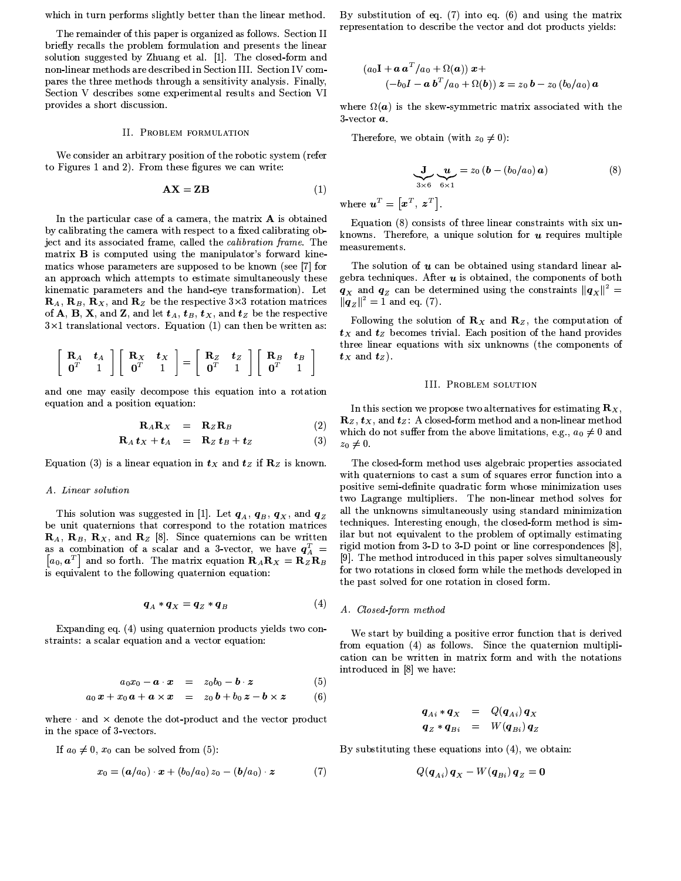which in turn performs slightly better than the linear method.

The remainder of this paper is organized as follows. Section II briefly recalls the problem formulation and presents the linear solution suggested by Zhuang et al. [1]. The closed-form and non-linear methods are described in Section III. Section IV compares the three methods through a sensitivity analysis. Finally, Section V describes some experimental results and Section VI provides a short discussion.

## II. Problem formulation

We consider an arbitrary position of the robotic system (refer to Figures 1 and 2). From these figures we can write:

$$\mathbf{AX} = \mathbf{ZB} \tag{1}$$

In the particular case of a camera, the matrix $\mathbf{A}$ is obtained by calibrating the camera with respect to a fixed calibrating object and its associated frame, called the *calibration frame*. The matrix $\mathbf{B}$ is computed using the manipulator's forward kinematics whose parameters are supposed to be known (see [7] for an approach which attempts to estimate simultaneously these kinematic parameters and the hand-eye transformation). Let $\mathbf{R}_A$, $\mathbf{R}_B$, $\mathbf{R}_X$, and $\mathbf{R}_Z$ be the respective 3×3 rotation matrices of $\mathbf{A}$, $\mathbf{B}$, $\mathbf{X}$, and $\mathbf{Z}$, and let $\boldsymbol{t}_A$, $\boldsymbol{t}_B$, $\boldsymbol{t}_X$, and $\boldsymbol{t}_Z$ be the respective 3×1 translational vectors. Equation (1) can then be written as:

$$\begin{bmatrix} \mathbf{R}_A & \boldsymbol{t}_A \\ \mathbf{0}^T & 1 \end{bmatrix} \begin{bmatrix} \mathbf{R}_X & \boldsymbol{t}_X \\ \mathbf{0}^T & 1 \end{bmatrix} = \begin{bmatrix} \mathbf{R}_Z & \boldsymbol{t}_Z \\ \mathbf{0}^T & 1 \end{bmatrix} \begin{bmatrix} \mathbf{R}_B & \boldsymbol{t}_B \\ \mathbf{0}^T & 1 \end{bmatrix}$$

and one may easily decompose this equation into a rotation equation and a position equation:

$$\mathbf{R}_A \mathbf{R}_X = \mathbf{R}_Z \mathbf{R}_B \tag{2}$$

$$\mathbf{R}_A \boldsymbol{t}_X + \boldsymbol{t}_A = \mathbf{R}_Z \boldsymbol{t}_B + \boldsymbol{t}_Z \tag{3}$$

Equation (3) is a linear equation in $\boldsymbol{t}_X$ and $\boldsymbol{t}_Z$ if $\mathbf{R}_Z$ is known.

### A. Linear solution

This solution was suggested in [1]. Let $\boldsymbol{q}_A$, $\boldsymbol{q}_B$, $\boldsymbol{q}_X$, and $\boldsymbol{q}_Z$ be unit quaternions that correspond to the rotation matrices $\mathbf{R}_A$, $\mathbf{R}_B$, $\mathbf{R}_X$, and $\mathbf{R}_Z$ [8]. Since quaternions can be written as a combination of a scalar and a 3-vector, we have $\boldsymbol{q}_A^T = \left[a_0, \boldsymbol{a}^T\right]$ and so forth. The matrix equation $\mathbf{R}_A \mathbf{R}_X = \mathbf{R}_Z \mathbf{R}_B$ is equivalent to the following quaternion equation:

$$\boldsymbol{q}_A * \boldsymbol{q}_X = \boldsymbol{q}_Z * \boldsymbol{q}_B \tag{4}$$

Expanding eq. (4) using quaternion products yields two constraints: a scalar equation and a vector equation:

$$a_0 x_0 - \boldsymbol{a} \cdot \boldsymbol{x} = z_0 b_0 - \boldsymbol{b} \cdot \boldsymbol{z} \tag{5}$$

$$a_0 \boldsymbol{x} + x_0 \boldsymbol{a} + \boldsymbol{a} \times \boldsymbol{x} = z_0 \boldsymbol{b} + b_0 \boldsymbol{z} - \boldsymbol{b} \times \boldsymbol{z} \tag{6}$$

where $\cdot$ and $\times$ denote the dot-product and the vector product in the space of 3-vectors.

If $a_0 \neq 0$, $x_0$ can be solved from (5):

$$x_0 = (\boldsymbol{a}/a_0) \cdot \boldsymbol{x} + (b_0/a_0)\, z_0 - (\boldsymbol{b}/a_0) \cdot \boldsymbol{z} \tag{7}$$

By substitution of eq. (7) into eq. (6) and using the matrix representation to describe the vector and dot products yields:

$$\begin{aligned} &(a_0 \mathbf{I} + \boldsymbol{a}\,\boldsymbol{a}^T/a_0 + \Omega(\boldsymbol{a}))\, \boldsymbol{x} + \\ &\quad (-b_0 I - \boldsymbol{a}\,\boldsymbol{b}^T/a_0 + \Omega(\boldsymbol{b}))\, \boldsymbol{z} = z_0\, \boldsymbol{b} - z_0\, (b_0/a_0)\, \boldsymbol{a} \end{aligned}$$

where $\Omega(\boldsymbol{a})$ is the skew-symmetric matrix associated with the 3-vector $\boldsymbol{a}$.

Therefore, we obtain (with $z_0 \neq 0$):

$$\underbrace{\mathbf{J}}_{3\times 6} \underbrace{\boldsymbol{u}}_{6\times 1} = z_0\, (\boldsymbol{b} - (b_0/a_0)\, \boldsymbol{a}) \tag{8}$$

where $\boldsymbol{u}^T = \left[\boldsymbol{x}^T, \boldsymbol{z}^T\right]$.

Equation (8) consists of three linear constraints with six unknowns. Therefore, a unique solution for $\boldsymbol{u}$ requires multiple measurements.

The solution of $\boldsymbol{u}$ can be obtained using standard linear algebra techniques. After $\boldsymbol{u}$ is obtained, the components of both $\boldsymbol{q}_X$ and $\boldsymbol{q}_Z$ can be determined using the constraints $\|\boldsymbol{q}_X\|^2 = \|\boldsymbol{q}_Z\|^2 = 1$ and eq. (7).

Following the solution of $\mathbf{R}_X$ and $\mathbf{R}_Z$, the computation of $\boldsymbol{t}_X$ and $\boldsymbol{t}_Z$ becomes trivial. Each position of the hand provides three linear equations with six unknowns (the components of $\boldsymbol{t}_X$ and $\boldsymbol{t}_Z$).

## III. Problem solution

In this section we propose two alternatives for estimating $\mathbf{R}_X$, $\mathbf{R}_Z$, $\boldsymbol{t}_X$, and $\boldsymbol{t}_Z$: A closed-form method and a non-linear method which do not suffer from the above limitations, e.g., $a_0 \neq 0$ and $z_0 \neq 0$.

The closed-form method uses algebraic properties associated with quaternions to cast a sum of squares error function into a positive semi-definite quadratic form whose minimization uses two Lagrange multipliers. The non-linear method solves for all the unknowns simultaneously using standard minimization techniques. Interesting enough, the closed-form method is similar but not equivalent to the problem of optimally estimating rigid motion from 3-D to 3-D point or line correspondences [8], [9]. The method introduced in this paper solves simultaneously for two rotations in closed form while the methods developed in the past solved for one rotation in closed form.

### A. Closed-form method

We start by building a positive error function that is derived from equation (4) as follows. Since the quaternion multiplication can be written in matrix form and with the notations introduced in [8] we have:

$$\boldsymbol{q}_{Ai} * \boldsymbol{q}_X = Q(\boldsymbol{q}_{Ai})\, \boldsymbol{q}_X$$

$$\boldsymbol{q}_Z * \boldsymbol{q}_{Bi} = W(\boldsymbol{q}_{Bi})\, \boldsymbol{q}_Z$$

By substituting these equations into (4), we obtain:

$$Q(\boldsymbol{q}_{Ai})\, \boldsymbol{q}_X - W(\boldsymbol{q}_{Bi})\, \boldsymbol{q}_Z = \mathbf{0}$$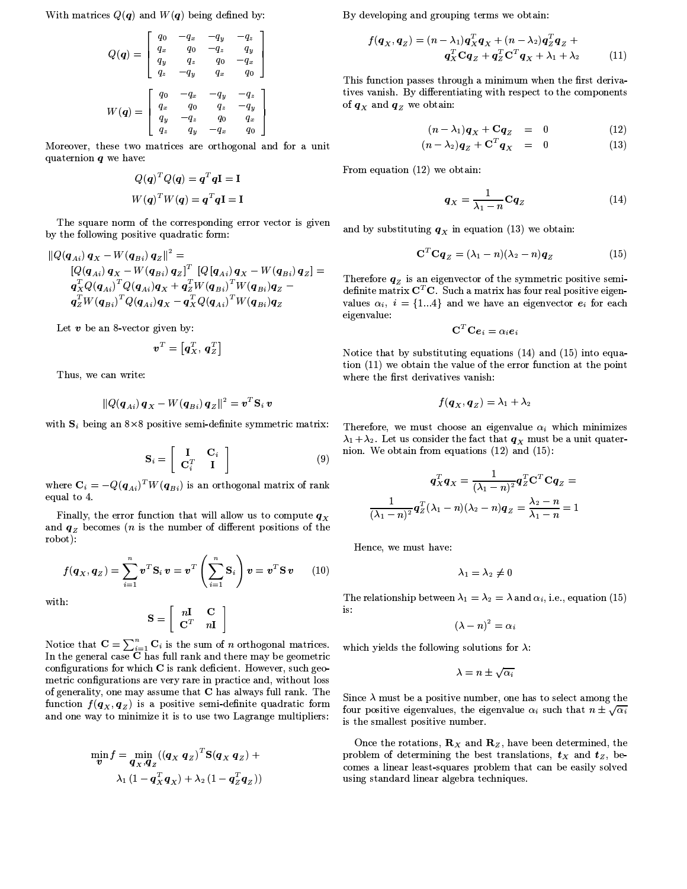With matrices $Q(\boldsymbol{q})$ and $W(\boldsymbol{q})$ being defined by:

$$
Q(\boldsymbol{q}) = \begin{bmatrix} q_0 & -q_x & -q_y & -q_z \\ q_x & q_0 & -q_z & q_y \\ q_y & q_z & q_0 & -q_x \\ q_z & -q_y & q_x & q_0 \end{bmatrix}
$$

$$
W(\boldsymbol{q}) = \begin{bmatrix} q_0 & -q_x & -q_y & -q_z \\ q_x & q_0 & q_z & -q_y \\ q_y & -q_z & q_0 & q_x \\ q_z & q_y & -q_x & q_0 \end{bmatrix}
$$

Moreover, these two matrices are orthogonal and for a unit quaternion $\boldsymbol{q}$ we have:

$$
Q(\boldsymbol{q})^T Q(\boldsymbol{q}) = \boldsymbol{q}^T \boldsymbol{q} \mathbf{I} = \mathbf{I}
$$

$$
W(\boldsymbol{q})^T W(\boldsymbol{q}) = \boldsymbol{q}^T \boldsymbol{q} \mathbf{I} = \mathbf{I}
$$

The square norm of the corresponding error vector is given by the following positive quadratic form:

$$
\begin{aligned}
&\| Q(\boldsymbol{q}_{Ai})\, \boldsymbol{q}_X - W(\boldsymbol{q}_{Bi})\, \boldsymbol{q}_Z \|^2 = \\
&\quad [Q(\boldsymbol{q}_{Ai})\, \boldsymbol{q}_X - W(\boldsymbol{q}_{Bi})\, \boldsymbol{q}_Z]^T\ [Q[\boldsymbol{q}_{Ai})\, \boldsymbol{q}_X - W(\boldsymbol{q}_{Bi})\, \boldsymbol{q}_Z] = \\
&\quad \boldsymbol{q}_X^T Q(\boldsymbol{q}_{Ai})^T Q(\boldsymbol{q}_{Ai}) \boldsymbol{q}_X + \boldsymbol{q}_Z^T W(\boldsymbol{q}_{Bi})^T W(\boldsymbol{q}_{Bi}) \boldsymbol{q}_Z - \\
&\quad \boldsymbol{q}_Z^T W(\boldsymbol{q}_{Bi})^T Q(\boldsymbol{q}_{Ai}) \boldsymbol{q}_X - \boldsymbol{q}_X^T Q(\boldsymbol{q}_{Ai})^T W(\boldsymbol{q}_{Bi}) \boldsymbol{q}_Z
\end{aligned}
$$

Let $\boldsymbol{v}$ be an 8-vector given by:

$$
\boldsymbol{v}^T = \left[ \boldsymbol{q}_X^T,\ \boldsymbol{q}_Z^T \right]
$$

Thus, we can write:

$$
\| Q(\boldsymbol{q}_{Ai})\, \boldsymbol{q}_X - W(\boldsymbol{q}_{Bi})\, \boldsymbol{q}_Z \|^2 = \boldsymbol{v}^T \mathbf{S}_i\, \boldsymbol{v}
$$

with $\mathbf{S}_i$ being an 8×8 positive semi-definite symmetric matrix:

$$
\mathbf{S}_i = \begin{bmatrix} \mathbf{I} & \mathbf{C}_i \\ \mathbf{C}_i^T & \mathbf{I} \end{bmatrix} \tag{9}
$$

where $\mathbf{C}_i = -Q(\boldsymbol{q}_{Ai})^T W(\boldsymbol{q}_{Bi})$ is an orthogonal matrix of rank equal to 4.

Finally, the error function that will allow us to compute $\boldsymbol{q}_X$ and $\boldsymbol{q}_Z$ becomes ($n$ is the number of different positions of the robot):

$$
f(\boldsymbol{q}_X, \boldsymbol{q}_Z) = \sum_{i=1}^{n} \boldsymbol{v}^T \mathbf{S}_i\, \boldsymbol{v} = \boldsymbol{v}^T \left( \sum_{i=1}^{n} \mathbf{S}_i \right) \boldsymbol{v} = \boldsymbol{v}^T \mathbf{S}\, \boldsymbol{v} \tag{10}
$$

with:

$$
\mathbf{S} = \begin{bmatrix} n\mathbf{I} & \mathbf{C} \\ \mathbf{C}^T & n\mathbf{I} \end{bmatrix}
$$

Notice that $\mathbf{C} = \sum_{i=1}^{n} \mathbf{C}_i$ is the sum of $n$ orthogonal matrices. In the general case $\mathbf{C}$ has full rank and there may be geometric configurations for which $\mathbf{C}$ is rank deficient. However, such geometric configurations are very rare in practice and, without loss of generality, one may assume that $\mathbf{C}$ has always full rank. The function $f(\boldsymbol{q}_X, \boldsymbol{q}_Z)$ is a positive semi-definite quadratic form and one way to minimize it is to use two Lagrange multipliers:

$$
\begin{aligned}
\min_{\boldsymbol{v}} f = \min_{\boldsymbol{q}_X, \boldsymbol{q}_Z} \big( &(\boldsymbol{q}_X\ \boldsymbol{q}_Z)^T \mathbf{S} (\boldsymbol{q}_X\ \boldsymbol{q}_Z) + \\
&\lambda_1 (1 - \boldsymbol{q}_X^T \boldsymbol{q}_X) + \lambda_2 (1 - \boldsymbol{q}_Z^T \boldsymbol{q}_Z) \big)
\end{aligned}
$$

By developing and grouping terms we obtain:

$$
\begin{aligned}
f(\boldsymbol{q}_X, \boldsymbol{q}_Z) = (n - \lambda_1) \boldsymbol{q}_X^T \boldsymbol{q}_X + (n - \lambda_2) \boldsymbol{q}_Z^T \boldsymbol{q}_Z + \\
\boldsymbol{q}_X^T \mathbf{C} \boldsymbol{q}_Z + \boldsymbol{q}_Z^T \mathbf{C}^T \boldsymbol{q}_X + \lambda_1 + \lambda_2
\end{aligned} \tag{11}
$$

This function passes through a minimum when the first derivatives vanish. By differentiating with respect to the components of $\boldsymbol{q}_X$ and $\boldsymbol{q}_Z$ we obtain:

$$
(n - \lambda_1) \boldsymbol{q}_X + \mathbf{C} \boldsymbol{q}_Z = 0 \tag{12}
$$

$$
(n - \lambda_2) \boldsymbol{q}_Z + \mathbf{C}^T \boldsymbol{q}_X = 0 \tag{13}
$$

From equation (12) we obtain:

$$
\boldsymbol{q}_X = \frac{1}{\lambda_1 - n} \mathbf{C} \boldsymbol{q}_Z \tag{14}
$$

and by substituting $\boldsymbol{q}_X$ in equation (13) we obtain:

$$
\mathbf{C}^T \mathbf{C} \boldsymbol{q}_Z = (\lambda_1 - n)(\lambda_2 - n) \boldsymbol{q}_Z \tag{15}
$$

Therefore $\boldsymbol{q}_Z$ is an eigenvector of the symmetric positive semi-definite matrix $\mathbf{C}^T \mathbf{C}$. Such a matrix has four real positive eigenvalues $\alpha_i,\ i = \{1...4\}$ and we have an eigenvector $\boldsymbol{e}_i$ for each eigenvalue:

$$
\mathbf{C}^T \mathbf{C} \boldsymbol{e}_i = \alpha_i \boldsymbol{e}_i
$$

Notice that by substituting equations (14) and (15) into equation (11) we obtain the value of the error function at the point where the first derivatives vanish:

$$
f(\boldsymbol{q}_X, \boldsymbol{q}_Z) = \lambda_1 + \lambda_2
$$

Therefore, we must choose an eigenvalue $\alpha_i$ which minimizes $\lambda_1 + \lambda_2$. Let us consider the fact that $\boldsymbol{q}_X$ must be a unit quaternion. We obtain from equations (12) and (15):

$$
\boldsymbol{q}_X^T \boldsymbol{q}_X = \frac{1}{(\lambda_1 - n)^2} \boldsymbol{q}_Z^T \mathbf{C}^T \mathbf{C} \boldsymbol{q}_Z =
$$

$$
\frac{1}{(\lambda_1 - n)^2} \boldsymbol{q}_Z^T (\lambda_1 - n)(\lambda_2 - n) \boldsymbol{q}_Z = \frac{\lambda_2 - n}{\lambda_1 - n} = 1
$$

Hence, we must have:

$$
\lambda_1 = \lambda_2 \neq 0
$$

The relationship between $\lambda_1 = \lambda_2 = \lambda$ and $\alpha_i$, i.e., equation (15) is:

$$
(\lambda - n)^2 = \alpha_i
$$

which yields the following solutions for $\lambda$:

$$
\lambda = n \pm \sqrt{\alpha_i}
$$

Since $\lambda$ must be a positive number, one has to select among the four positive eigenvalues, the eigenvalue $\alpha_i$ such that $n \pm \sqrt{\alpha_i}$ is the smallest positive number.

Once the rotations, $\mathbf{R}_X$ and $\mathbf{R}_Z$, have been determined, the problem of determining the best translations, $\boldsymbol{t}_X$ and $\boldsymbol{t}_Z$, becomes a linear least-squares problem that can be easily solved using standard linear algebra techniques.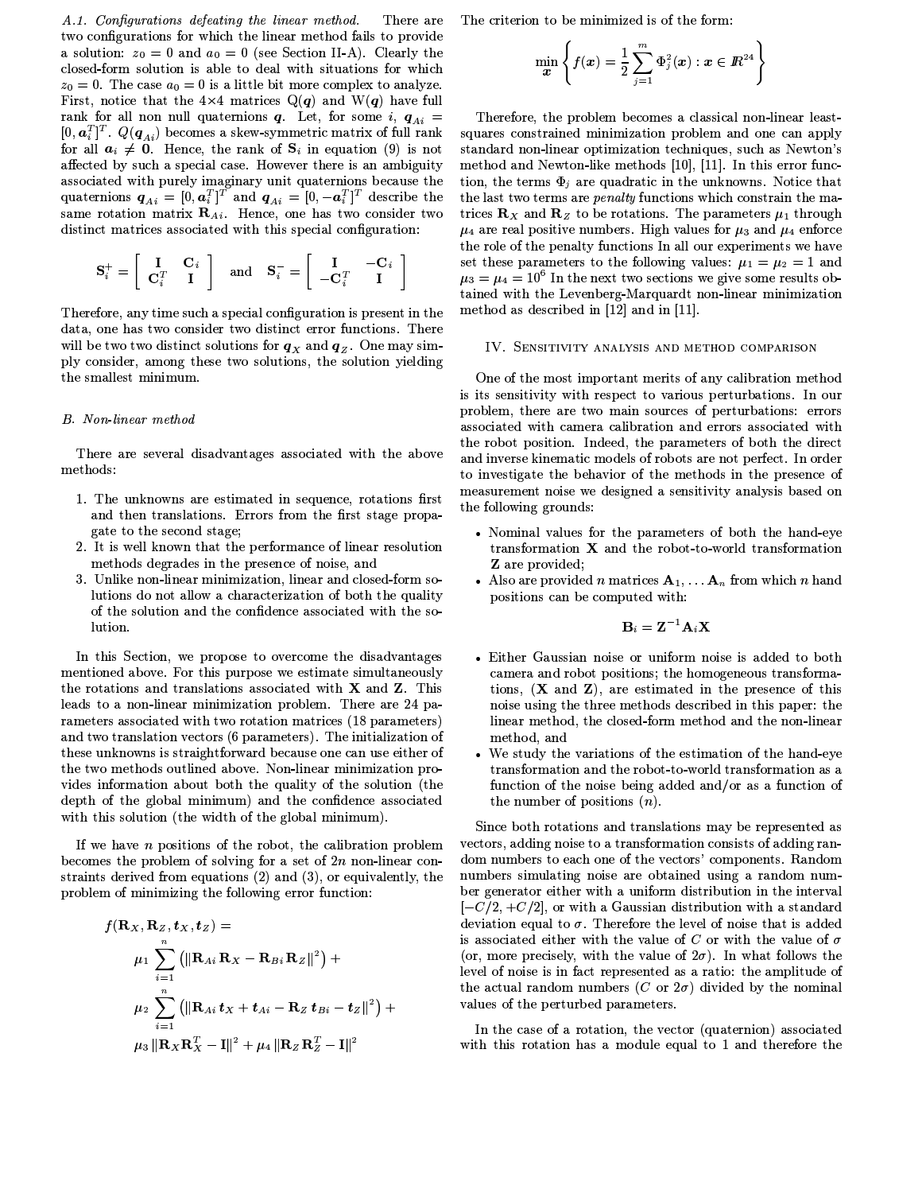### A.1. Configurations defeating the linear method.

There are two configurations for which the linear method fails to provide a solution: $z_0 = 0$ and $a_0 = 0$ (see Section II-A). Clearly the closed-form solution is able to deal with situations for which $z_0 = 0$. The case $a_0 = 0$ is a little bit more complex to analyze. First, notice that the 4×4 matrices $\mathrm{Q}(\boldsymbol{q})$ and $\mathrm{W}(\boldsymbol{q})$ have full rank for all non null quaternions $\boldsymbol{q}$. Let, for some $i$, $\boldsymbol{q}_{Ai} = [0, \boldsymbol{a}_i^T]^T$. $Q(\boldsymbol{q}_{Ai})$ becomes a skew-symmetric matrix of full rank for all $\boldsymbol{a}_i \neq \mathbf{0}$. Hence, the rank of $\mathbf{S}_i$ in equation (9) is not affected by such a special case. However there is an ambiguity associated with purely imaginary unit quaternions because the quaternions $\boldsymbol{q}_{Ai} = [0, \boldsymbol{a}_i^T]^T$ and $\boldsymbol{q}_{Ai} = [0, -\boldsymbol{a}_i^T]^T$ describe the same rotation matrix $\mathbf{R}_{Ai}$. Hence, one has two consider two distinct matrices associated with this special configuration:

$$\mathbf{S}_i^+ = \begin{bmatrix} \mathbf{I} & \mathbf{C}_i \\ \mathbf{C}_i^T & \mathbf{I} \end{bmatrix} \quad \text{and} \quad \mathbf{S}_i^- = \begin{bmatrix} \mathbf{I} & -\mathbf{C}_i \\ -\mathbf{C}_i^T & \mathbf{I} \end{bmatrix}$$

Therefore, any time such a special configuration is present in the data, one has two consider two distinct error functions. There will be two two distinct solutions for $\boldsymbol{q}_X$ and $\boldsymbol{q}_Z$. One may simply consider, among these two solutions, the solution yielding the smallest minimum.

## B. Non-linear method

There are several disadvantages associated with the above methods:

1. The unknowns are estimated in sequence, rotations first and then translations. Errors from the first stage propagate to the second stage;
2. It is well known that the performance of linear resolution methods degrades in the presence of noise, and
3. Unlike non-linear minimization, linear and closed-form solutions do not allow a characterization of both the quality of the solution and the confidence associated with the solution.

In this Section, we propose to overcome the disadvantages mentioned above. For this purpose we estimate simultaneously the rotations and translations associated with $\mathbf{X}$ and $\mathbf{Z}$. This leads to a non-linear minimization problem. There are 24 parameters associated with two rotation matrices (18 parameters) and two translation vectors (6 parameters). The initialization of these unknowns is straightforward because one can use either of the two methods outlined above. Non-linear minimization provides information about both the quality of the solution (the depth of the global minimum) and the confidence associated with this solution (the width of the global minimum).

If we have $n$ positions of the robot, the calibration problem becomes the problem of solving for a set of $2n$ non-linear constraints derived from equations (2) and (3), or equivalently, the problem of minimizing the following error function:

$$\begin{aligned} f(\mathbf{R}_X, \mathbf{R}_Z, \boldsymbol{t}_X, \boldsymbol{t}_Z) = & \\ & \mu_1 \sum_{i=1}^{n} \left( \|\mathbf{R}_{Ai}\, \mathbf{R}_X - \mathbf{R}_{Bi}\, \mathbf{R}_Z\|^2 \right) + \\ & \mu_2 \sum_{i=1}^{n} \left( \|\mathbf{R}_{Ai}\, \boldsymbol{t}_X + \boldsymbol{t}_{Ai} - \mathbf{R}_Z\, \boldsymbol{t}_{Bi} - \boldsymbol{t}_Z\|^2 \right) + \\ & \mu_3 \|\mathbf{R}_X \mathbf{R}_X^T - \mathbf{I}\|^2 + \mu_4 \|\mathbf{R}_Z\, \mathbf{R}_Z^T - \mathbf{I}\|^2 \end{aligned}$$

The criterion to be minimized is of the form:

$$\min_{\boldsymbol{x}} \left\{ f(\boldsymbol{x}) = \frac{1}{2} \sum_{j=1}^{m} \Phi_j^2(\boldsymbol{x}) : \boldsymbol{x} \in I\!R^{24} \right\}$$

Therefore, the problem becomes a classical non-linear least-squares constrained minimization problem and one can apply standard non-linear optimization techniques, such as Newton's method and Newton-like methods [10], [11]. In this error function, the terms $\Phi_j$ are quadratic in the unknowns. Notice that the last two terms are *penalty* functions which constrain the matrices $\mathbf{R}_X$ and $\mathbf{R}_Z$ to be rotations. The parameters $\mu_1$ through $\mu_4$ are real positive numbers. High values for $\mu_3$ and $\mu_4$ enforce the role of the penalty functions In all our experiments we have set these parameters to the following values: $\mu_1 = \mu_2 = 1$ and $\mu_3 = \mu_4 = 10^6$ In the next two sections we give some results obtained with the Levenberg-Marquardt non-linear minimization method as described in [12] and in [11].

# IV. Sensitivity analysis and method comparison

One of the most important merits of any calibration method is its sensitivity with respect to various perturbations. In our problem, there are two main sources of perturbations: errors associated with camera calibration and errors associated with the robot position. Indeed, the parameters of both the direct and inverse kinematic models of robots are not perfect. In order to investigate the behavior of the methods in the presence of measurement noise we designed a sensitivity analysis based on the following grounds:

- Nominal values for the parameters of both the hand-eye transformation $\mathbf{X}$ and the robot-to-world transformation $\mathbf{Z}$ are provided;
- Also are provided $n$ matrices $\mathbf{A}_1, \ldots \mathbf{A}_n$ from which $n$ hand positions can be computed with:

$$\mathbf{B}_i = \mathbf{Z}^{-1} \mathbf{A}_i \mathbf{X}$$

- Either Gaussian noise or uniform noise is added to both camera and robot positions; the homogeneous transformations, ($\mathbf{X}$ and $\mathbf{Z}$), are estimated in the presence of this noise using the three methods described in this paper: the linear method, the closed-form method and the non-linear method, and
- We study the variations of the estimation of the hand-eye transformation and the robot-to-world transformation as a function of the noise being added and/or as a function of the number of positions ($n$).

Since both rotations and translations may be represented as vectors, adding noise to a transformation consists of adding random numbers to each one of the vectors' components. Random numbers simulating noise are obtained using a random number generator either with a uniform distribution in the interval $[-C/2, +C/2]$, or with a Gaussian distribution with a standard deviation equal to $\sigma$. Therefore the level of noise that is added is associated either with the value of $C$ or with the value of $\sigma$ (or, more precisely, with the value of $2\sigma$). In what follows the level of noise is in fact represented as a ratio: the amplitude of the actual random numbers ($C$ or $2\sigma$) divided by the nominal values of the perturbed parameters.

In the case of a rotation, the vector (quaternion) associated with this rotation has a module equal to 1 and therefore the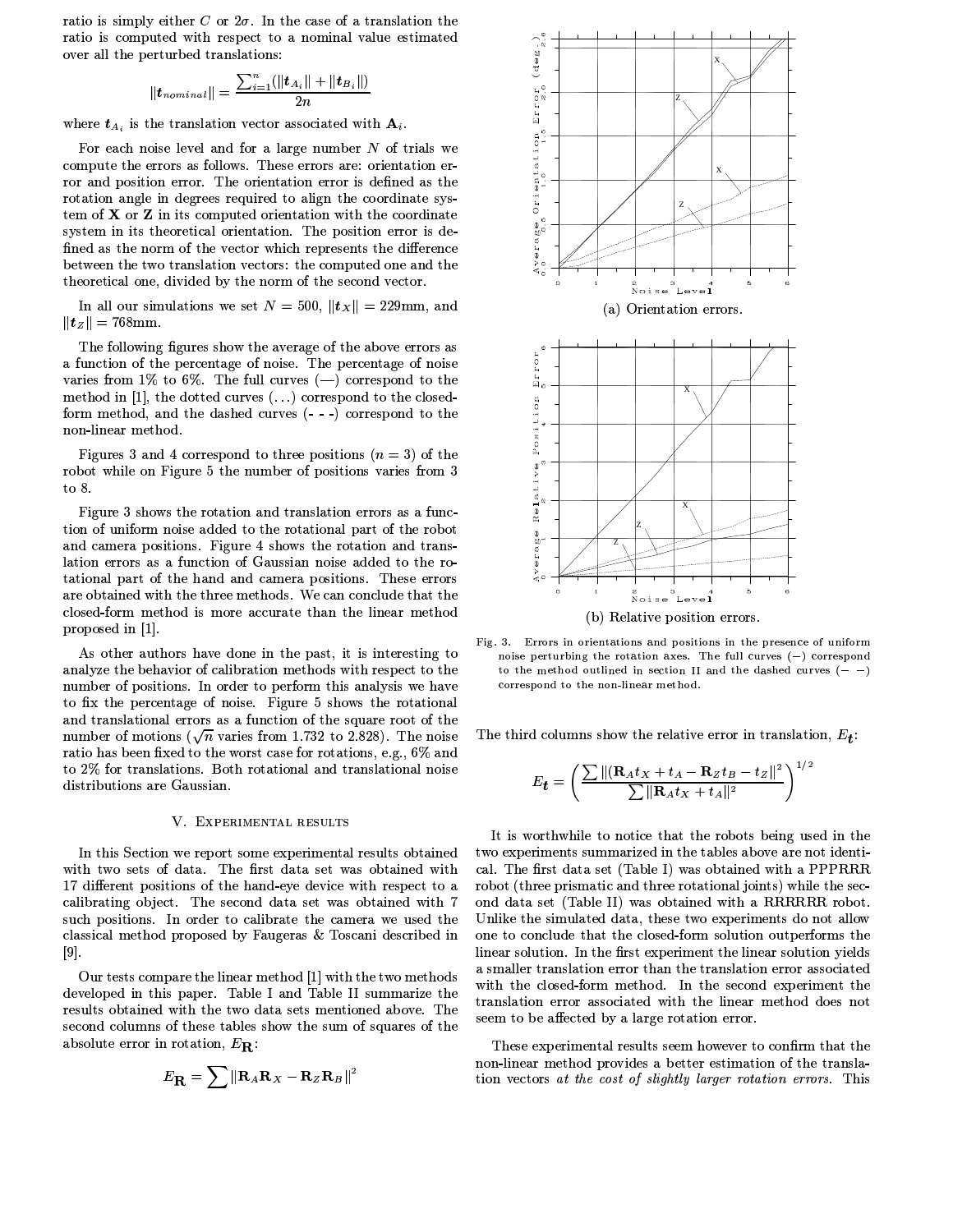ratio is simply either $C$ or $2\sigma$. In the case of a translation the ratio is computed with respect to a nominal value estimated over all the perturbed translations:

$$\|\boldsymbol{t}_{nominal}\| = \frac{\sum_{i=1}^{n}(\|\boldsymbol{t}_{A_i}\| + \|\boldsymbol{t}_{B_i}\|)}{2n}$$

where $\boldsymbol{t}_{A_i}$ is the translation vector associated with $\mathbf{A}_i$.

For each noise level and for a large number $N$ of trials we compute the errors as follows. These errors are: orientation error and position error. The orientation error is defined as the rotation angle in degrees required to align the coordinate system of $\mathbf{X}$ or $\mathbf{Z}$ in its computed orientation with the coordinate system in its theoretical orientation. The position error is defined as the norm of the vector which represents the difference between the two translation vectors: the computed one and the theoretical one, divided by the norm of the second vector.

In all our simulations we set $N = 500$, $\|\boldsymbol{t}_X\| = 229$mm, and $\|\boldsymbol{t}_Z\| = 768$mm.

The following figures show the average of the above errors as a function of the percentage of noise. The percentage of noise varies from 1% to 6%. The full curves (—) correspond to the method in [1], the dotted curves (...) correspond to the closed-form method, and the dashed curves (- - -) correspond to the non-linear method.

Figures 3 and 4 correspond to three positions ($n = 3$) of the robot while on Figure 5 the number of positions varies from 3 to 8.

Figure 3 shows the rotation and translation errors as a function of uniform noise added to the rotational part of the robot and camera positions. Figure 4 shows the rotation and translation errors as a function of Gaussian noise added to the rotational part of the hand and camera positions. These errors are obtained with the three methods. We can conclude that the closed-form method is more accurate than the linear method proposed in [1].

As other authors have done in the past, it is interesting to analyze the behavior of calibration methods with respect to the number of positions. In order to perform this analysis we have to fix the percentage of noise. Figure 5 shows the rotational and translational errors as a function of the square root of the number of motions ($\sqrt{n}$ varies from 1.732 to 2.828). The noise ratio has been fixed to the worst case for rotations, e.g., 6% and to 2% for translations. Both rotational and translational noise distributions are Gaussian.

(a) Orientation errors.

(b) Relative position errors.

Fig. 3. Errors in orientations and positions in the presence of uniform noise perturbing the rotation axes. The full curves (−) correspond to the method outlined in section II and the dashed curves (− −) correspond to the non-linear method.

## V. Experimental results

In this Section we report some experimental results obtained with two sets of data. The first data set was obtained with 17 different positions of the hand-eye device with respect to a calibrating object. The second data set was obtained with 7 such positions. In order to calibrate the camera we used the classical method proposed by Faugeras & Toscani described in [9].

Our tests compare the linear method [1] with the two methods developed in this paper. Table I and Table II summarize the results obtained with the two data sets mentioned above. The second columns of these tables show the sum of squares of the absolute error in rotation, $E_{\mathbf{R}}$:

$$E_{\mathbf{R}} = \sum \|\mathbf{R}_A\mathbf{R}_X - \mathbf{R}_Z\mathbf{R}_B\|^2$$

The third columns show the relative error in translation, $E_{\boldsymbol{t}}$:

$$E_{\boldsymbol{t}} = \left(\frac{\sum \|(\mathbf{R}_A t_X + t_A - \mathbf{R}_Z t_B - t_Z\|^2}{\sum \|\mathbf{R}_A t_X + t_A\|^2}\right)^{1/2}$$

It is worthwhile to notice that the robots being used in the two experiments summarized in the tables above are not identical. The first data set (Table I) was obtained with a PPPRRR robot (three prismatic and three rotational joints) while the second data set (Table II) was obtained with a RRRRRR robot. Unlike the simulated data, these two experiments do not allow one to conclude that the closed-form solution outperforms the linear solution. In the first experiment the linear solution yields a smaller translation error than the translation error associated with the closed-form method. In the second experiment the translation error associated with the linear method does not seem to be affected by a large rotation error.

These experimental results seem however to confirm that the non-linear method provides a better estimation of the translation vectors *at the cost of slightly larger rotation errors.* This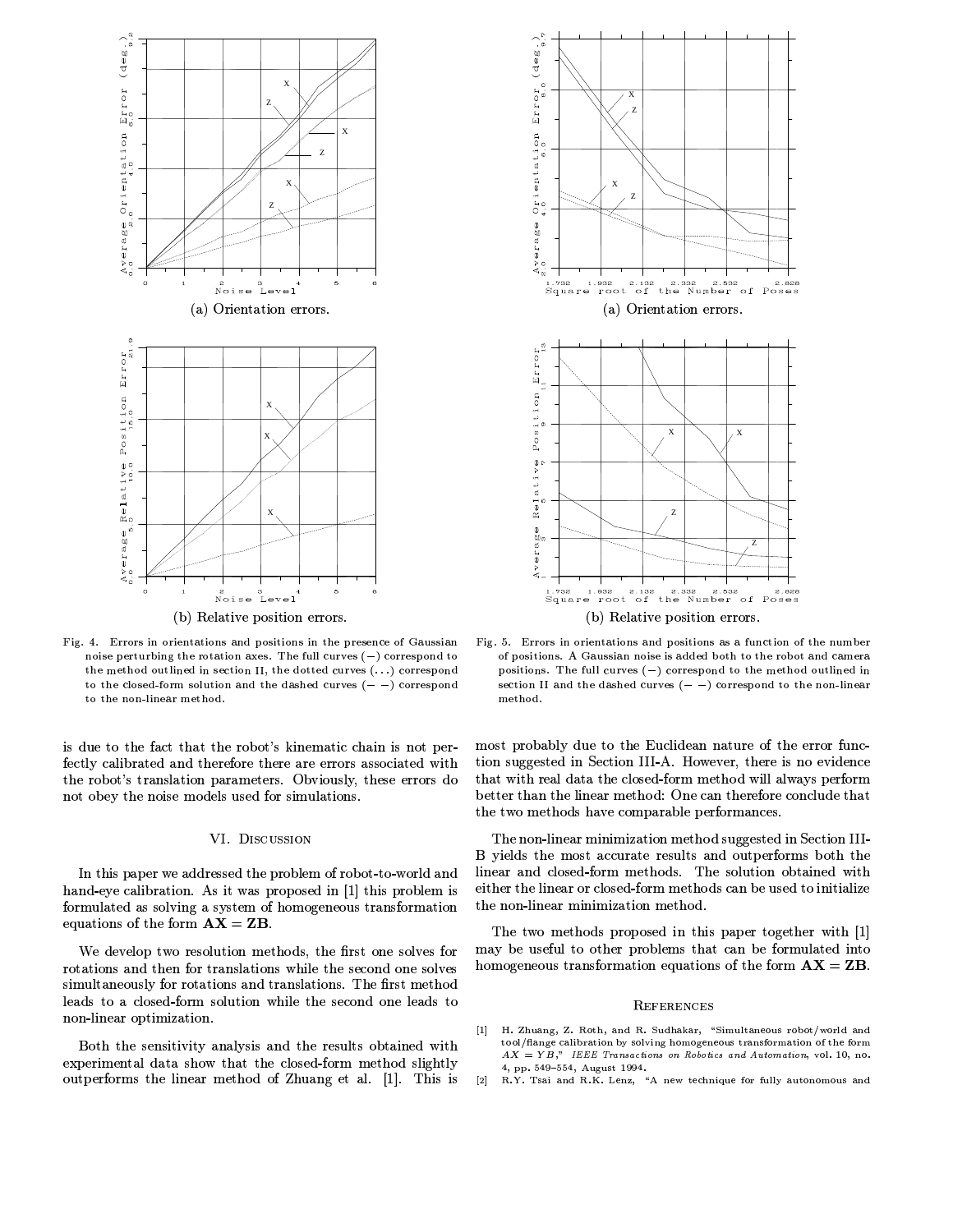(a) Orientation errors.

(b) Relative position errors.

Fig. 4. Errors in orientations and positions in the presence of Gaussian noise perturbing the rotation axes. The full curves (−) correspond to the method outlined in section II, the dotted curves (...) correspond to the closed-form solution and the dashed curves (− −) correspond to the non-linear method.

(a) Orientation errors.

(b) Relative position errors.

Fig. 5. Errors in orientations and positions as a function of the number of positions. A Gaussian noise is added both to the robot and camera positions. The full curves (−) correspond to the method outlined in section II and the dashed curves (− −) correspond to the non-linear method.

is due to the fact that the robot's kinematic chain is not perfectly calibrated and therefore there are errors associated with the robot's translation parameters. Obviously, these errors do not obey the noise models used for simulations.

## VI. Discussion

In this paper we addressed the problem of robot-to-world and hand-eye calibration. As it was proposed in [1] this problem is formulated as solving a system of homogeneous transformation equations of the form $\mathbf{AX} = \mathbf{ZB}$.

We develop two resolution methods, the first one solves for rotations and then for translations while the second one solves simultaneously for rotations and translations. The first method leads to a closed-form solution while the second one leads to non-linear optimization.

Both the sensitivity analysis and the results obtained with experimental data show that the closed-form method slightly outperforms the linear method of Zhuang et al. [1]. This is most probably due to the Euclidean nature of the error function suggested in Section III-A. However, there is no evidence that with real data the closed-form method will always perform better than the linear method: One can therefore conclude that the two methods have comparable performances.

The non-linear minimization method suggested in Section III-B yields the most accurate results and outperforms both the linear and closed-form methods. The solution obtained with either the linear or closed-form methods can be used to initialize the non-linear minimization method.

The two methods proposed in this paper together with [1] may be useful to other problems that can be formulated into homogeneous transformation equations of the form $\mathbf{AX} = \mathbf{ZB}$.

## References

[1] H. Zhuang, Z. Roth, and R. Sudhakar, "Simultaneous robot/world and tool/flange calibration by solving homogeneous transformation of the form $AX = YB$," *IEEE Transactions on Robotics and Automation*, vol. 10, no. 4, pp. 549–554, August 1994.

[2] R.Y. Tsai and R.K. Lenz, "A new technique for fully autonomous and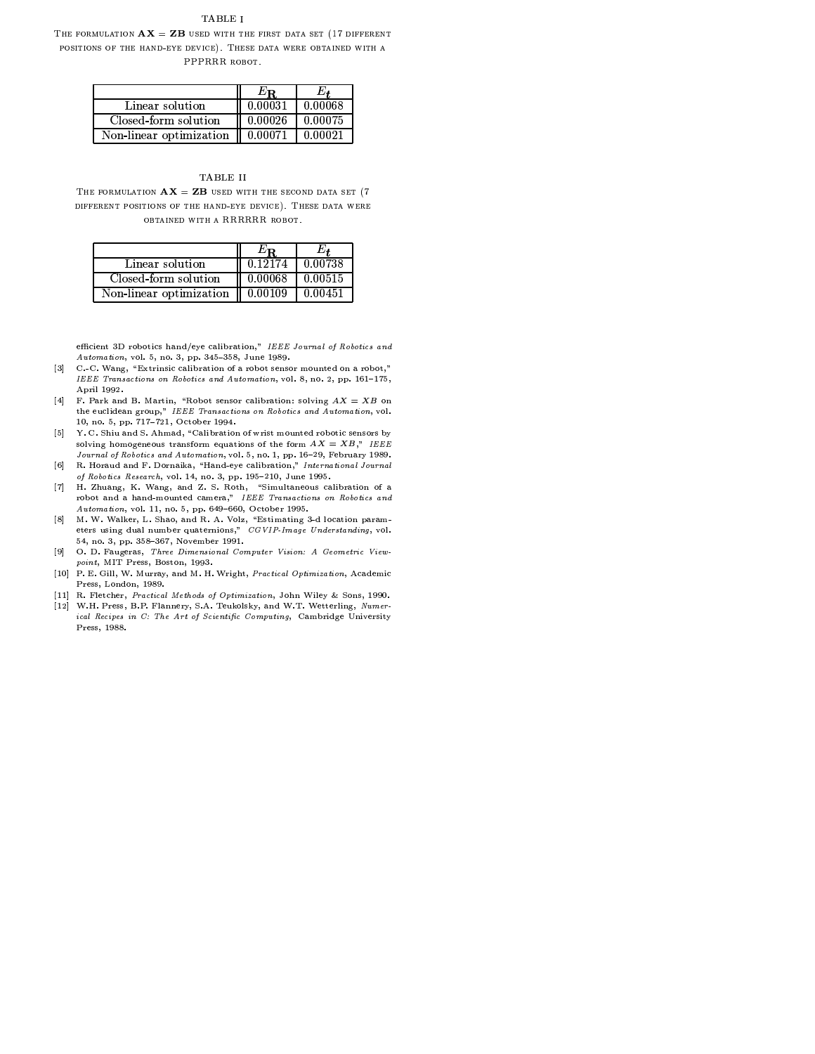TABLE I

THE FORMULATION $\mathbf{AX} = \mathbf{ZB}$ USED WITH THE FIRST DATA SET (17 DIFFERENT POSITIONS OF THE HAND-EYE DEVICE). THESE DATA WERE OBTAINED WITH A PPPRRR ROBOT.

| | $E_{\mathbf{R}}$ | $E_{\boldsymbol{t}}$ |
|---|---|---|
| Linear solution | 0.00031 | 0.00068 |
| Closed-form solution | 0.00026 | 0.00075 |
| Non-linear optimization | 0.00071 | 0.00021 |

TABLE II

THE FORMULATION $\mathbf{AX} = \mathbf{ZB}$ USED WITH THE SECOND DATA SET (7 DIFFERENT POSITIONS OF THE HAND-EYE DEVICE). THESE DATA WERE OBTAINED WITH A RRRRRR ROBOT.

| | $E_{\mathbf{R}}$ | $E_{\boldsymbol{t}}$ |
|---|---|---|
| Linear solution | 0.12174 | 0.00738 |
| Closed-form solution | 0.00068 | 0.00515 |
| Non-linear optimization | 0.00109 | 0.00451 |

efficient 3D robotics hand/eye calibration," *IEEE Journal of Robotics and Automation*, vol. 5, no. 3, pp. 345–358, June 1989.

[3] C.-C. Wang, "Extrinsic calibration of a robot sensor mounted on a robot," *IEEE Transactions on Robotics and Automation*, vol. 8, no. 2, pp. 161–175, April 1992.

[4] F. Park and B. Martin, "Robot sensor calibration: solving $AX = XB$ on the euclidean group," *IEEE Transactions on Robotics and Automation*, vol. 10, no. 5, pp. 717–721, October 1994.

[5] Y. C. Shiu and S. Ahmad, "Calibration of wrist mounted robotic sensors by solving homogeneous transform equations of the form $AX = XB$," *IEEE Journal of Robotics and Automation*, vol. 5, no. 1, pp. 16–29, February 1989.

[6] R. Horaud and F. Dornaika, "Hand-eye calibration," *International Journal of Robotics Research*, vol. 14, no. 3, pp. 195–210, June 1995.

[7] H. Zhuang, K. Wang, and Z. S. Roth, "Simultaneous calibration of a robot and a hand-mounted camera," *IEEE Transactions on Robotics and Automation*, vol. 11, no. 5, pp. 649–660, October 1995.

[8] M. W. Walker, L. Shao, and R. A. Volz, "Estimating 3-d location parameters using dual number quaternions," *CGVIP-Image Understanding*, vol. 54, no. 3, pp. 358–367, November 1991.

[9] O. D. Faugeras, *Three Dimensional Computer Vision: A Geometric Viewpoint*, MIT Press, Boston, 1993.

[10] P. E. Gill, W. Murray, and M. H. Wright, *Practical Optimization*, Academic Press, London, 1989.

[11] R. Fletcher, *Practical Methods of Optimization*, John Wiley & Sons, 1990.

[12] W.H. Press, B.P. Flannery, S.A. Teukolsky, and W.T. Wetterling, *Numerical Recipes in C: The Art of Scientific Computing*, Cambridge University Press, 1988.